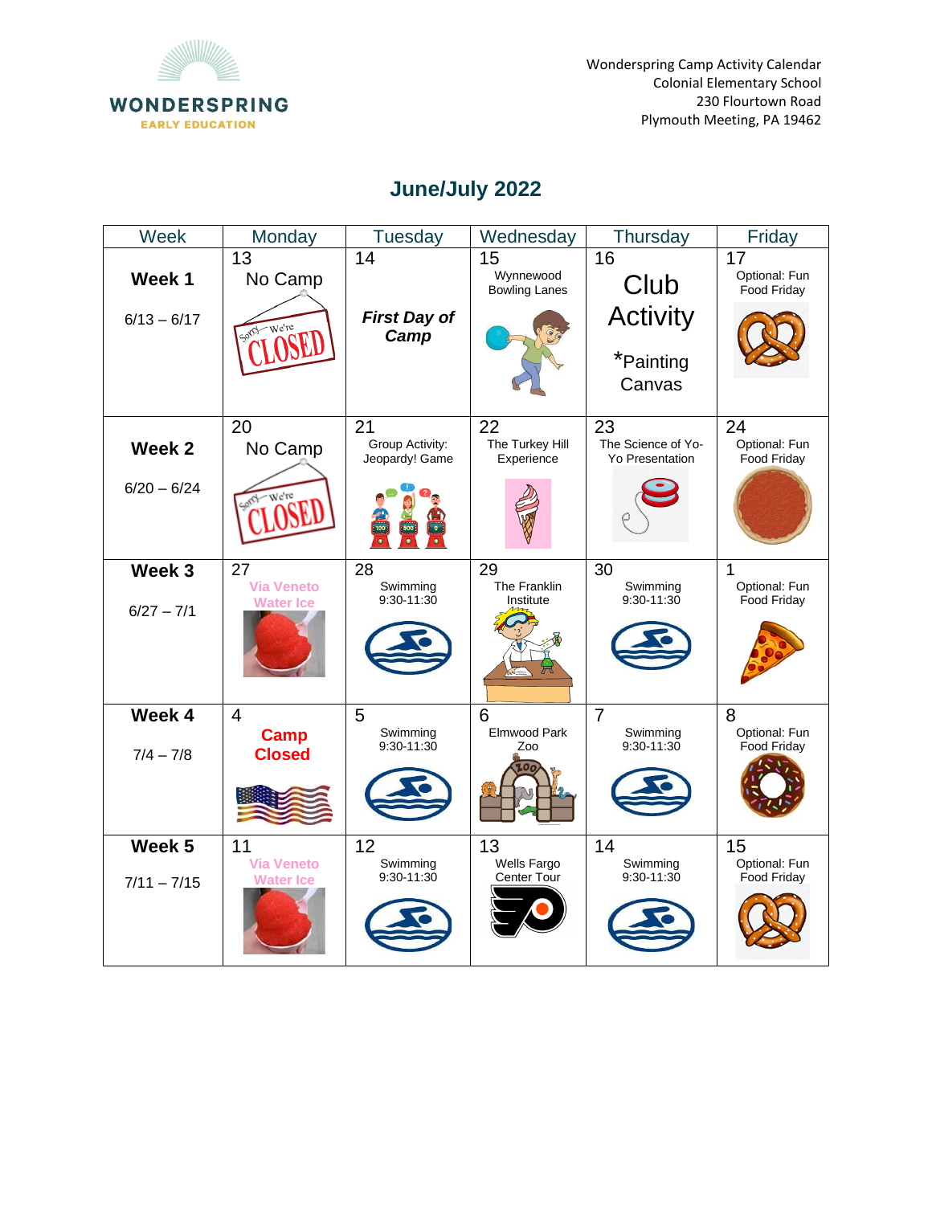Wonderspring Camp Activity Calendar
Colonial Elementary School
230 Flourtown Road
Plymouth Meeting, PA 19462

## June/July 2022

| Week | Monday | Tuesday | Wednesday | Thursday | Friday |
|---|---|---|---|---|---|
| **Week 1** 6/13 – 6/17 | 13 No Camp | 14 ***First Day of Camp*** | 15 Wynnewood Bowling Lanes | 16 Club Activity *Painting Canvas | 17 Optional: Fun Food Friday |
| **Week 2** 6/20 – 6/24 | 20 No Camp | 21 Group Activity: Jeopardy! Game | 22 The Turkey Hill Experience | 23 The Science of Yo-Yo Presentation | 24 Optional: Fun Food Friday |
| **Week 3** 6/27 – 7/1 | 27 Via Veneto Water Ice | 28 Swimming 9:30-11:30 | 29 The Franklin Institute | 30 Swimming 9:30-11:30 | 1 Optional: Fun Food Friday |
| **Week 4** 7/4 – 7/8 | 4 **Camp Closed** | 5 Swimming 9:30-11:30 | 6 Elmwood Park Zoo | 7 Swimming 9:30-11:30 | 8 Optional: Fun Food Friday |
| **Week 5** 7/11 – 7/15 | 11 Via Veneto Water Ice | 12 Swimming 9:30-11:30 | 13 Wells Fargo Center Tour | 14 Swimming 9:30-11:30 | 15 Optional: Fun Food Friday |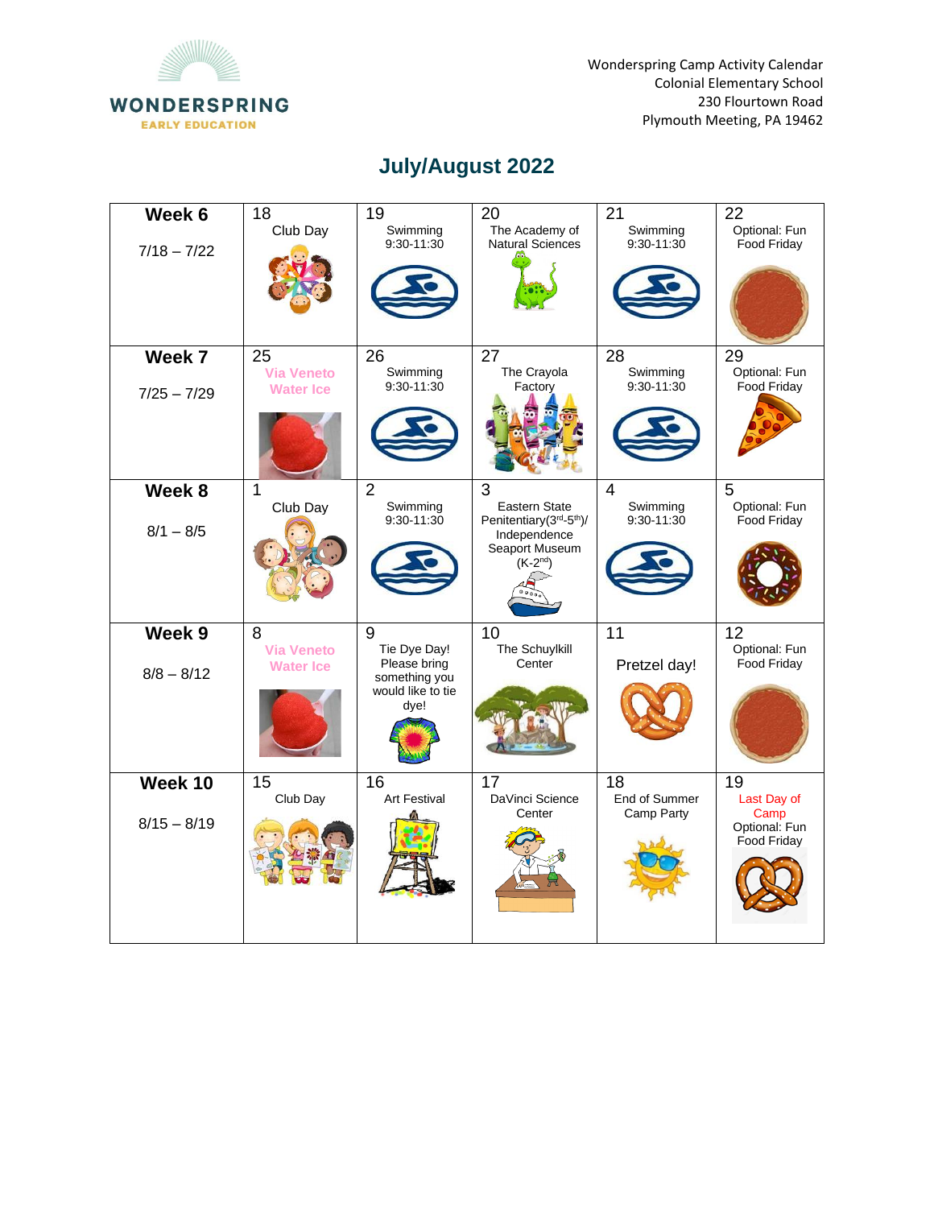WONDERSPRING
EARLY EDUCATION

Wonderspring Camp Activity Calendar
Colonial Elementary School
230 Flourtown Road
Plymouth Meeting, PA 19462

# July/August 2022

| | | | | | |
|---|---|---|---|---|---|
| **Week 6** 7/18 – 7/22 | 18 Club Day | 19 Swimming 9:30-11:30 | 20 The Academy of Natural Sciences | 21 Swimming 9:30-11:30 | 22 Optional: Fun Food Friday |
| **Week 7** 7/25 – 7/29 | 25 Via Veneto Water Ice | 26 Swimming 9:30-11:30 | 27 The Crayola Factory | 28 Swimming 9:30-11:30 | 29 Optional: Fun Food Friday |
| **Week 8** 8/1 – 8/5 | 1 Club Day | 2 Swimming 9:30-11:30 | 3 Eastern State Penitentiary(3rd-5th)/ Independence Seaport Museum (K-2nd) | 4 Swimming 9:30-11:30 | 5 Optional: Fun Food Friday |
| **Week 9** 8/8 – 8/12 | 8 Via Veneto Water Ice | 9 Tie Dye Day! Please bring something you would like to tie dye! | 10 The Schuylkill Center | 11 Pretzel day! | 12 Optional: Fun Food Friday |
| **Week 10** 8/15 – 8/19 | 15 Club Day | 16 Art Festival | 17 DaVinci Science Center | 18 End of Summer Camp Party | 19 Last Day of Camp Optional: Fun Food Friday |